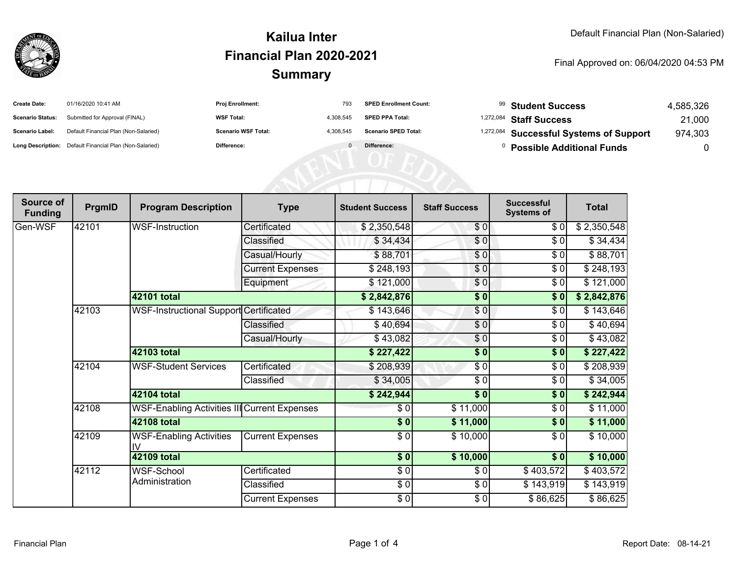# Kailua Inter
## Financial Plan 2020-2021
## Summary

Default Financial Plan (Non-Salaried)

Final Approved on: 06/04/2020 04:53 PM

| | | | | | | |
|---|---|---|---|---|---|---|
| **Create Date:** | 01/16/2020 10:41 AM | **Proj Enrollment:** | 793 | **SPED Enrollment Count:** | 99 | |
| **Scenario Status:** | Submitted for Approval (FINAL) | **WSF Total:** | 4,308,545 | **SPED PPA Total:** | 1,272,084 | |
| **Scenario Label:** | Default Financial Plan (Non-Salaried) | **Scenario WSF Total:** | 4,308,545 | **Scenario SPED Total:** | 1,272,084 | |
| **Long Description:** | Default Financial Plan (Non-Salaried) | **Difference:** | 0 | **Difference:** | 0 | |

| | |
|---|---|
| **Student Success** | 4,585,326 |
| **Staff Success** | 21,000 |
| **Successful Systems of Support** | 974,303 |
| **Possible Additional Funds** | 0 |

| Source of Funding | PrgmID | Program Description | Type | Student Success | Staff Success | Successful Systems of | Total |
|---|---|---|---|---|---|---|---|
| Gen-WSF | 42101 | WSF-Instruction | Certificated | $ 2,350,548 | $ 0 | $ 0 | $ 2,350,548 |
| | | | Classified | $ 34,434 | $ 0 | $ 0 | $ 34,434 |
| | | | Casual/Hourly | $ 88,701 | $ 0 | $ 0 | $ 88,701 |
| | | | Current Expenses | $ 248,193 | $ 0 | $ 0 | $ 248,193 |
| | | | Equipment | $ 121,000 | $ 0 | $ 0 | $ 121,000 |
| | | **42101 total** | | **$ 2,842,876** | **$ 0** | **$ 0** | **$ 2,842,876** |
| | 42103 | WSF-Instructional Support | Certificated | $ 143,646 | $ 0 | $ 0 | $ 143,646 |
| | | | Classified | $ 40,694 | $ 0 | $ 0 | $ 40,694 |
| | | | Casual/Hourly | $ 43,082 | $ 0 | $ 0 | $ 43,082 |
| | | **42103 total** | | **$ 227,422** | **$ 0** | **$ 0** | **$ 227,422** |
| | 42104 | WSF-Student Services | Certificated | $ 208,939 | $ 0 | $ 0 | $ 208,939 |
| | | | Classified | $ 34,005 | $ 0 | $ 0 | $ 34,005 |
| | | **42104 total** | | **$ 242,944** | **$ 0** | **$ 0** | **$ 242,944** |
| | 42108 | WSF-Enabling Activities III | Current Expenses | $ 0 | $ 11,000 | $ 0 | $ 11,000 |
| | | **42108 total** | | **$ 0** | **$ 11,000** | **$ 0** | **$ 11,000** |
| | 42109 | WSF-Enabling Activities IV | Current Expenses | $ 0 | $ 10,000 | $ 0 | $ 10,000 |
| | | **42109 total** | | **$ 0** | **$ 10,000** | **$ 0** | **$ 10,000** |
| | 42112 | WSF-School Administration | Certificated | $ 0 | $ 0 | $ 403,572 | $ 403,572 |
| | | | Classified | $ 0 | $ 0 | $ 143,919 | $ 143,919 |
| | | | Current Expenses | $ 0 | $ 0 | $ 86,625 | $ 86,625 |

Report Date: 08-14-21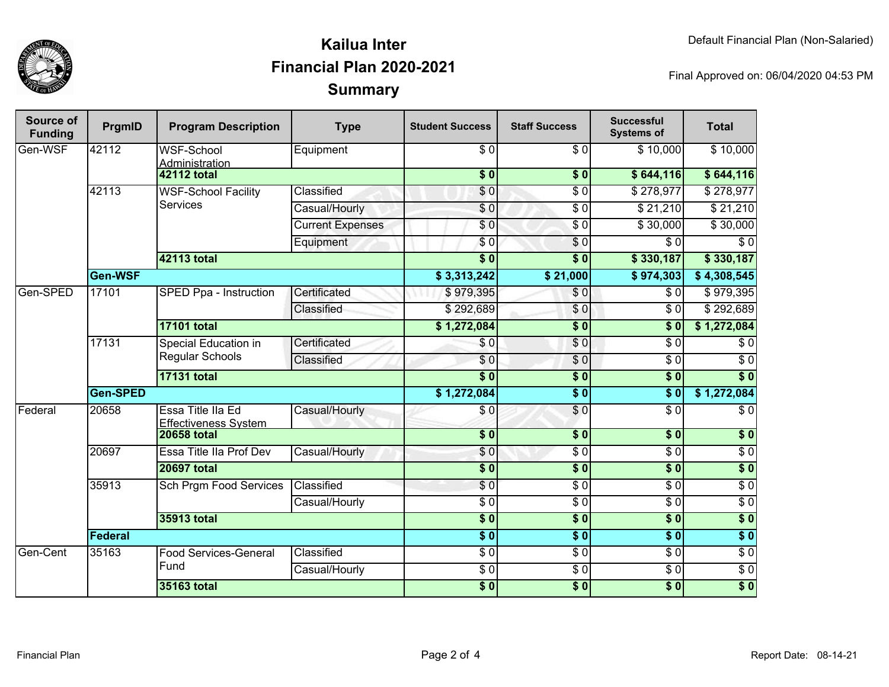# Kailua Inter
## Financial Plan 2020-2021
## Summary

Default Financial Plan (Non-Salaried)

Final Approved on: 06/04/2020 04:53 PM

| Source of Funding | PrgmID | Program Description | Type | Student Success | Staff Success | Successful Systems of | Total |
|---|---|---|---|---|---|---|---|
| Gen-WSF | 42112 | WSF-School Administration | Equipment | $ 0 | $ 0 | $ 10,000 | $ 10,000 |
| | | **42112 total** | | **$ 0** | **$ 0** | **$ 644,116** | **$ 644,116** |
| | 42113 | WSF-School Facility Services | Classified | $ 0 | $ 0 | $ 278,977 | $ 278,977 |
| | | | Casual/Hourly | $ 0 | $ 0 | $ 21,210 | $ 21,210 |
| | | | Current Expenses | $ 0 | $ 0 | $ 30,000 | $ 30,000 |
| | | | Equipment | $ 0 | $ 0 | $ 0 | $ 0 |
| | | **42113 total** | | **$ 0** | **$ 0** | **$ 330,187** | **$ 330,187** |
| | **Gen-WSF** | | | **$ 3,313,242** | **$ 21,000** | **$ 974,303** | **$ 4,308,545** |
| Gen-SPED | 17101 | SPED Ppa - Instruction | Certificated | $ 979,395 | $ 0 | $ 0 | $ 979,395 |
| | | | Classified | $ 292,689 | $ 0 | $ 0 | $ 292,689 |
| | | **17101 total** | | **$ 1,272,084** | **$ 0** | **$ 0** | **$ 1,272,084** |
| | 17131 | Special Education in Regular Schools | Certificated | $ 0 | $ 0 | $ 0 | $ 0 |
| | | | Classified | $ 0 | $ 0 | $ 0 | $ 0 |
| | | **17131 total** | | **$ 0** | **$ 0** | **$ 0** | **$ 0** |
| | **Gen-SPED** | | | **$ 1,272,084** | **$ 0** | **$ 0** | **$ 1,272,084** |
| Federal | 20658 | Essa Title IIa Ed Effectiveness System | Casual/Hourly | $ 0 | $ 0 | $ 0 | $ 0 |
| | | **20658 total** | | **$ 0** | **$ 0** | **$ 0** | **$ 0** |
| | 20697 | Essa Title IIa Prof Dev | Casual/Hourly | $ 0 | $ 0 | $ 0 | $ 0 |
| | | **20697 total** | | **$ 0** | **$ 0** | **$ 0** | **$ 0** |
| | 35913 | Sch Prgm Food Services | Classified | $ 0 | $ 0 | $ 0 | $ 0 |
| | | | Casual/Hourly | $ 0 | $ 0 | $ 0 | $ 0 |
| | | **35913 total** | | **$ 0** | **$ 0** | **$ 0** | **$ 0** |
| | **Federal** | | | **$ 0** | **$ 0** | **$ 0** | **$ 0** |
| Gen-Cent | 35163 | Food Services-General Fund | Classified | $ 0 | $ 0 | $ 0 | $ 0 |
| | | | Casual/Hourly | $ 0 | $ 0 | $ 0 | $ 0 |
| | | **35163 total** | | **$ 0** | **$ 0** | **$ 0** | **$ 0** |

Report Date: 08-14-21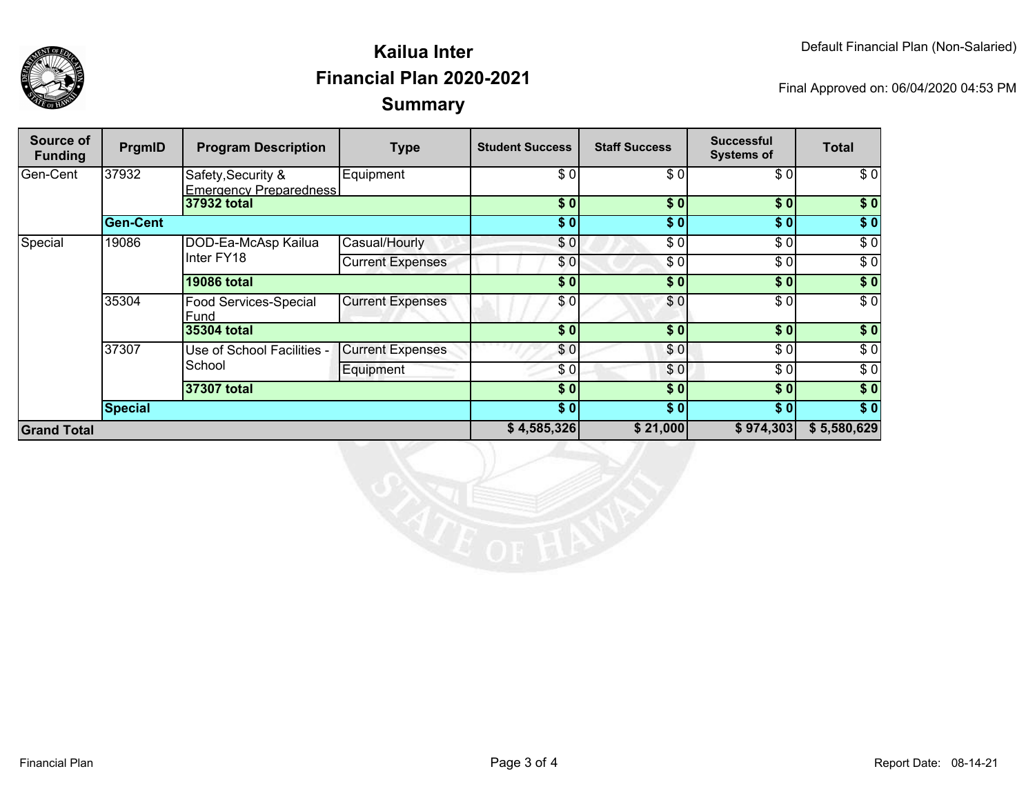# Kailua Inter
## Financial Plan 2020-2021
## Summary

Default Financial Plan (Non-Salaried)

Final Approved on: 06/04/2020 04:53 PM

| Source of Funding | PrgmID | Program Description | Type | Student Success | Staff Success | Successful Systems of | Total |
|---|---|---|---|---|---|---|---|
| Gen-Cent | 37932 | Safety,Security & Emergency Preparedness | Equipment | $ 0 | $ 0 | $ 0 | $ 0 |
| | | **37932 total** | | **$ 0** | **$ 0** | **$ 0** | **$ 0** |
| | **Gen-Cent** | | | **$ 0** | **$ 0** | **$ 0** | **$ 0** |
| Special | 19086 | DOD-Ea-McAsp Kailua Inter FY18 | Casual/Hourly | $ 0 | $ 0 | $ 0 | $ 0 |
| | | | Current Expenses | $ 0 | $ 0 | $ 0 | $ 0 |
| | | **19086 total** | | **$ 0** | **$ 0** | **$ 0** | **$ 0** |
| | 35304 | Food Services-Special Fund | Current Expenses | $ 0 | $ 0 | $ 0 | $ 0 |
| | | **35304 total** | | **$ 0** | **$ 0** | **$ 0** | **$ 0** |
| | 37307 | Use of School Facilities - School | Current Expenses | $ 0 | $ 0 | $ 0 | $ 0 |
| | | | Equipment | $ 0 | $ 0 | $ 0 | $ 0 |
| | | **37307 total** | | **$ 0** | **$ 0** | **$ 0** | **$ 0** |
| | **Special** | | | **$ 0** | **$ 0** | **$ 0** | **$ 0** |
| **Grand Total** | | | | **$ 4,585,326** | **$ 21,000** | **$ 974,303** | **$ 5,580,629** |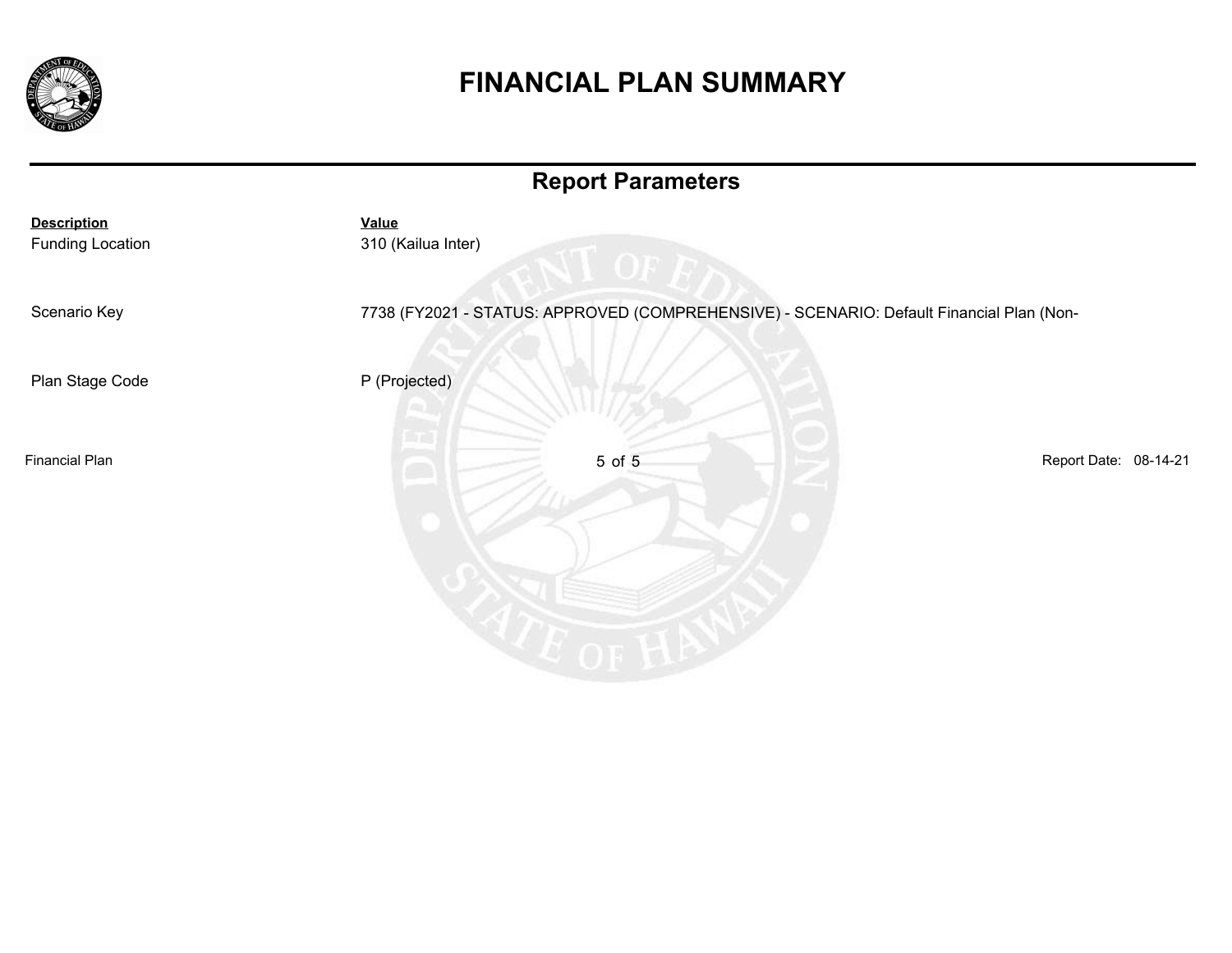# FINANCIAL PLAN SUMMARY

## Report Parameters

| Description | Value |
|---|---|
| Funding Location | 310 (Kailua Inter) |
| Scenario Key | 7738 (FY2021 - STATUS: APPROVED (COMPREHENSIVE) - SCENARIO: Default Financial Plan (Non- |
| Plan Stage Code | P (Projected) |